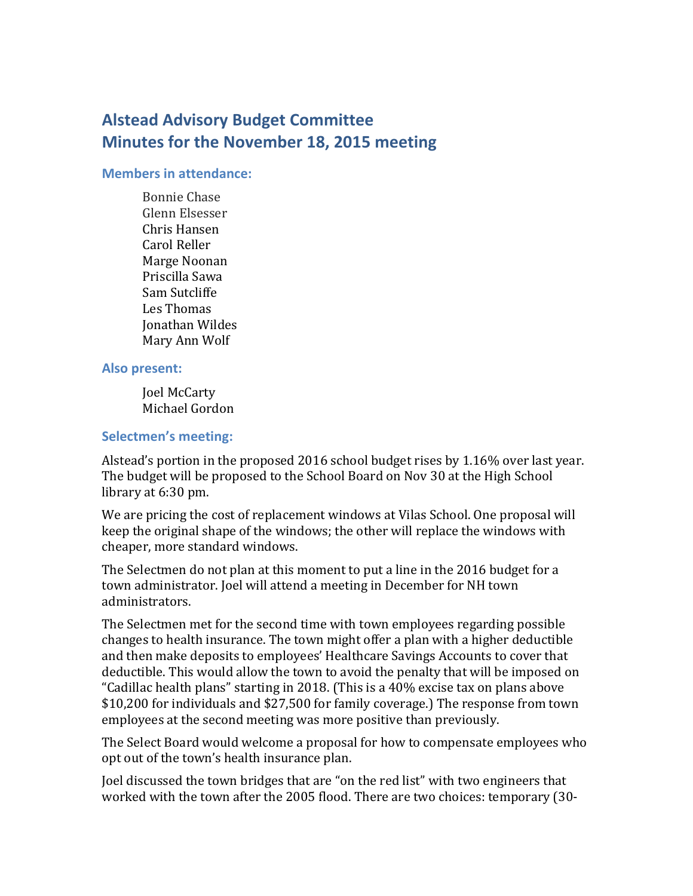# Alstead Advisory Budget Committee
# Minutes for the November 18, 2015 meeting

### Members in attendance:

Bonnie Chase
Glenn Elsesser
Chris Hansen
Carol Reller
Marge Noonan
Priscilla Sawa
Sam Sutcliffe
Les Thomas
Jonathan Wildes
Mary Ann Wolf

### Also present:

Joel McCarty
Michael Gordon

### Selectmen's meeting:

Alstead's portion in the proposed 2016 school budget rises by 1.16% over last year. The budget will be proposed to the School Board on Nov 30 at the High School library at 6:30 pm.

We are pricing the cost of replacement windows at Vilas School. One proposal will keep the original shape of the windows; the other will replace the windows with cheaper, more standard windows.

The Selectmen do not plan at this moment to put a line in the 2016 budget for a town administrator. Joel will attend a meeting in December for NH town administrators.

The Selectmen met for the second time with town employees regarding possible changes to health insurance. The town might offer a plan with a higher deductible and then make deposits to employees' Healthcare Savings Accounts to cover that deductible. This would allow the town to avoid the penalty that will be imposed on "Cadillac health plans" starting in 2018. (This is a 40% excise tax on plans above $10,200 for individuals and $27,500 for family coverage.) The response from town employees at the second meeting was more positive than previously.

The Select Board would welcome a proposal for how to compensate employees who opt out of the town's health insurance plan.

Joel discussed the town bridges that are "on the red list" with two engineers that worked with the town after the 2005 flood. There are two choices: temporary (30-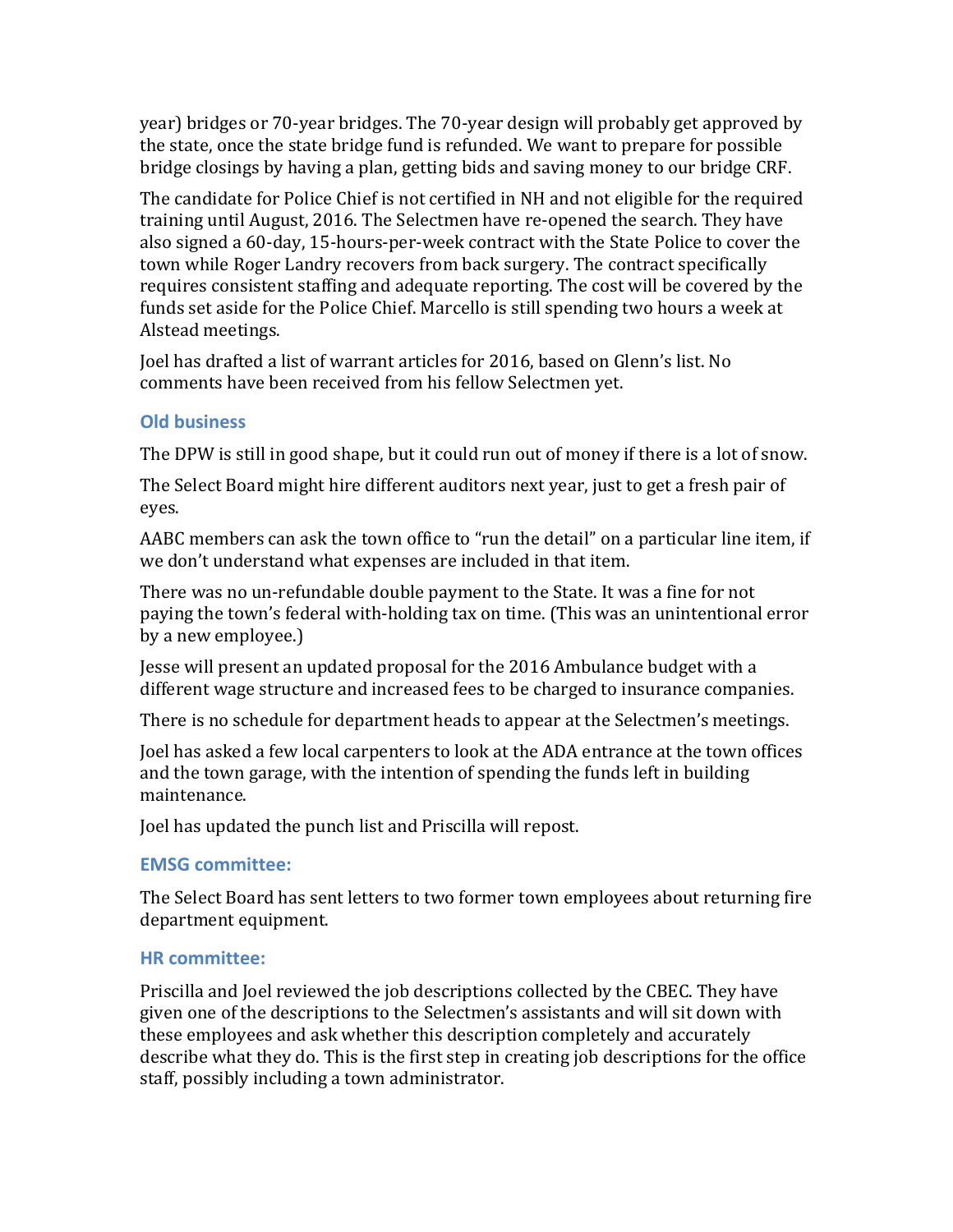year) bridges or 70-year bridges. The 70-year design will probably get approved by the state, once the state bridge fund is refunded. We want to prepare for possible bridge closings by having a plan, getting bids and saving money to our bridge CRF.

The candidate for Police Chief is not certified in NH and not eligible for the required training until August, 2016. The Selectmen have re-opened the search. They have also signed a 60-day, 15-hours-per-week contract with the State Police to cover the town while Roger Landry recovers from back surgery. The contract specifically requires consistent staffing and adequate reporting. The cost will be covered by the funds set aside for the Police Chief. Marcello is still spending two hours a week at Alstead meetings.

Joel has drafted a list of warrant articles for 2016, based on Glenn's list. No comments have been received from his fellow Selectmen yet.

### Old business

The DPW is still in good shape, but it could run out of money if there is a lot of snow.

The Select Board might hire different auditors next year, just to get a fresh pair of eyes.

AABC members can ask the town office to "run the detail" on a particular line item, if we don't understand what expenses are included in that item.

There was no un-refundable double payment to the State. It was a fine for not paying the town's federal with-holding tax on time. (This was an unintentional error by a new employee.)

Jesse will present an updated proposal for the 2016 Ambulance budget with a different wage structure and increased fees to be charged to insurance companies.

There is no schedule for department heads to appear at the Selectmen's meetings.

Joel has asked a few local carpenters to look at the ADA entrance at the town offices and the town garage, with the intention of spending the funds left in building maintenance.

Joel has updated the punch list and Priscilla will repost.

### EMSG committee:

The Select Board has sent letters to two former town employees about returning fire department equipment.

### HR committee:

Priscilla and Joel reviewed the job descriptions collected by the CBEC. They have given one of the descriptions to the Selectmen's assistants and will sit down with these employees and ask whether this description completely and accurately describe what they do. This is the first step in creating job descriptions for the office staff, possibly including a town administrator.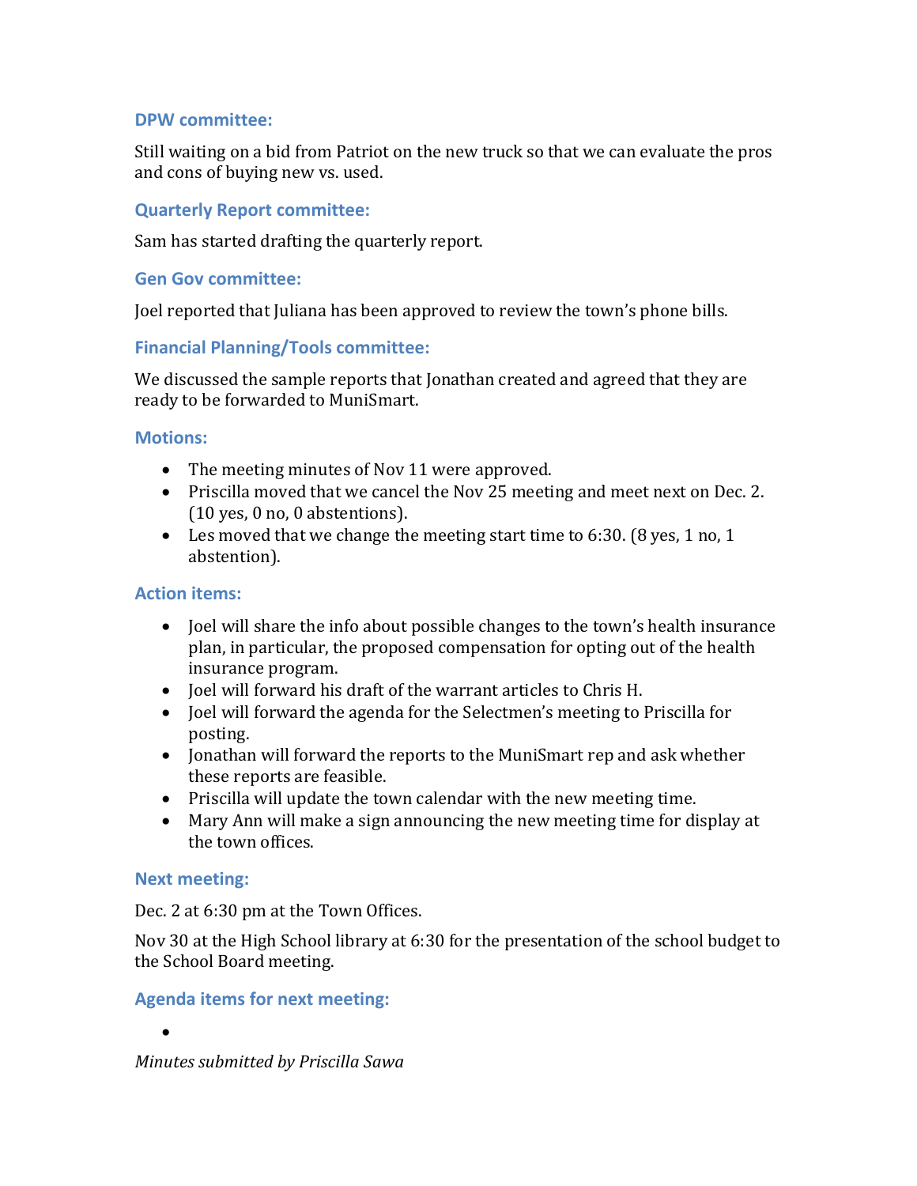### DPW committee:

Still waiting on a bid from Patriot on the new truck so that we can evaluate the pros and cons of buying new vs. used.

### Quarterly Report committee:

Sam has started drafting the quarterly report.

### Gen Gov committee:

Joel reported that Juliana has been approved to review the town's phone bills.

### Financial Planning/Tools committee:

We discussed the sample reports that Jonathan created and agreed that they are ready to be forwarded to MuniSmart.

### Motions:

- The meeting minutes of Nov 11 were approved.
- Priscilla moved that we cancel the Nov 25 meeting and meet next on Dec. 2. (10 yes, 0 no, 0 abstentions).
- Les moved that we change the meeting start time to 6:30. (8 yes, 1 no, 1 abstention).

### Action items:

- Joel will share the info about possible changes to the town's health insurance plan, in particular, the proposed compensation for opting out of the health insurance program.
- Joel will forward his draft of the warrant articles to Chris H.
- Joel will forward the agenda for the Selectmen's meeting to Priscilla for posting.
- Jonathan will forward the reports to the MuniSmart rep and ask whether these reports are feasible.
- Priscilla will update the town calendar with the new meeting time.
- Mary Ann will make a sign announcing the new meeting time for display at the town offices.

### Next meeting:

Dec. 2 at 6:30 pm at the Town Offices.

Nov 30 at the High School library at 6:30 for the presentation of the school budget to the School Board meeting.

### Agenda items for next meeting:

-

*Minutes submitted by Priscilla Sawa*